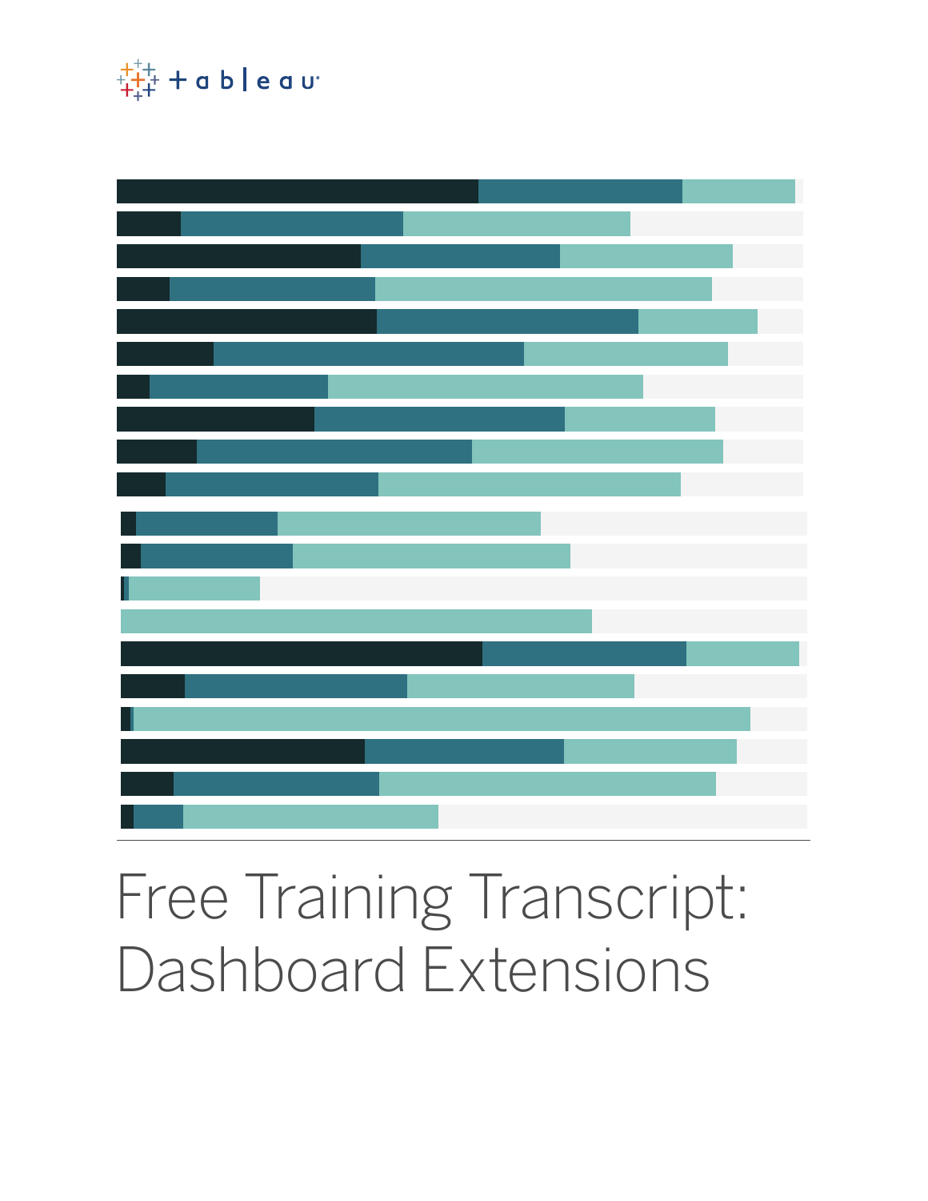# Free Training Transcript: Dashboard Extensions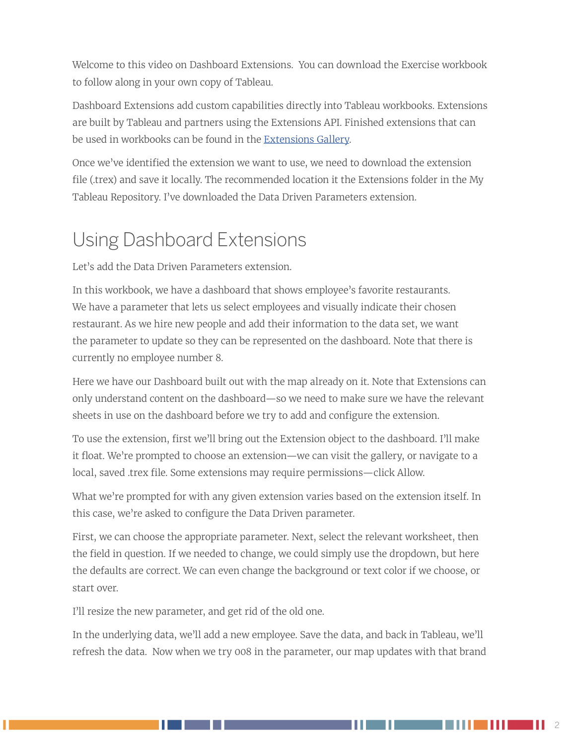Welcome to this video on Dashboard Extensions.  You can download the Exercise workbook to follow along in your own copy of Tableau.

Dashboard Extensions add custom capabilities directly into Tableau workbooks. Extensions are built by Tableau and partners using the Extensions API. Finished extensions that can be used in workbooks can be found in the [Extensions Gallery](Extensions Gallery).

Once we've identified the extension we want to use, we need to download the extension file (.trex) and save it locally. The recommended location it the Extensions folder in the My Tableau Repository. I've downloaded the Data Driven Parameters extension.

## Using Dashboard Extensions

Let's add the Data Driven Parameters extension.

In this workbook, we have a dashboard that shows employee's favorite restaurants. We have a parameter that lets us select employees and visually indicate their chosen restaurant. As we hire new people and add their information to the data set, we want the parameter to update so they can be represented on the dashboard. Note that there is currently no employee number 8.

Here we have our Dashboard built out with the map already on it. Note that Extensions can only understand content on the dashboard—so we need to make sure we have the relevant sheets in use on the dashboard before we try to add and configure the extension.

To use the extension, first we'll bring out the Extension object to the dashboard. I'll make it float. We're prompted to choose an extension—we can visit the gallery, or navigate to a local, saved .trex file. Some extensions may require permissions—click Allow.

What we're prompted for with any given extension varies based on the extension itself. In this case, we're asked to configure the Data Driven parameter.

First, we can choose the appropriate parameter. Next, select the relevant worksheet, then the field in question. If we needed to change, we could simply use the dropdown, but here the defaults are correct. We can even change the background or text color if we choose, or start over.

I'll resize the new parameter, and get rid of the old one.

In the underlying data, we'll add a new employee. Save the data, and back in Tableau, we'll refresh the data.  Now when we try 008 in the parameter, our map updates with that brand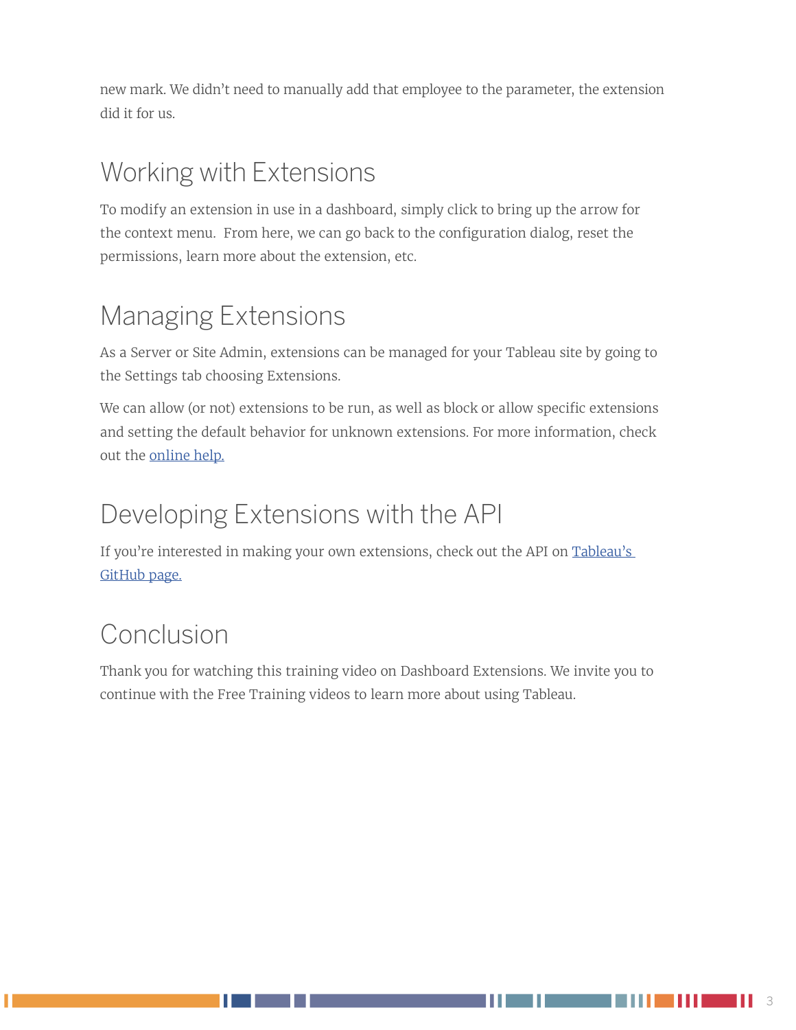new mark. We didn't need to manually add that employee to the parameter, the extension did it for us.

## Working with Extensions

To modify an extension in use in a dashboard, simply click to bring up the arrow for the context menu. From here, we can go back to the configuration dialog, reset the permissions, learn more about the extension, etc.

## Managing Extensions

As a Server or Site Admin, extensions can be managed for your Tableau site by going to the Settings tab choosing Extensions.

We can allow (or not) extensions to be run, as well as block or allow specific extensions and setting the default behavior for unknown extensions. For more information, check out the online help.

## Developing Extensions with the API

If you're interested in making your own extensions, check out the API on Tableau's GitHub page.

## Conclusion

Thank you for watching this training video on Dashboard Extensions. We invite you to continue with the Free Training videos to learn more about using Tableau.